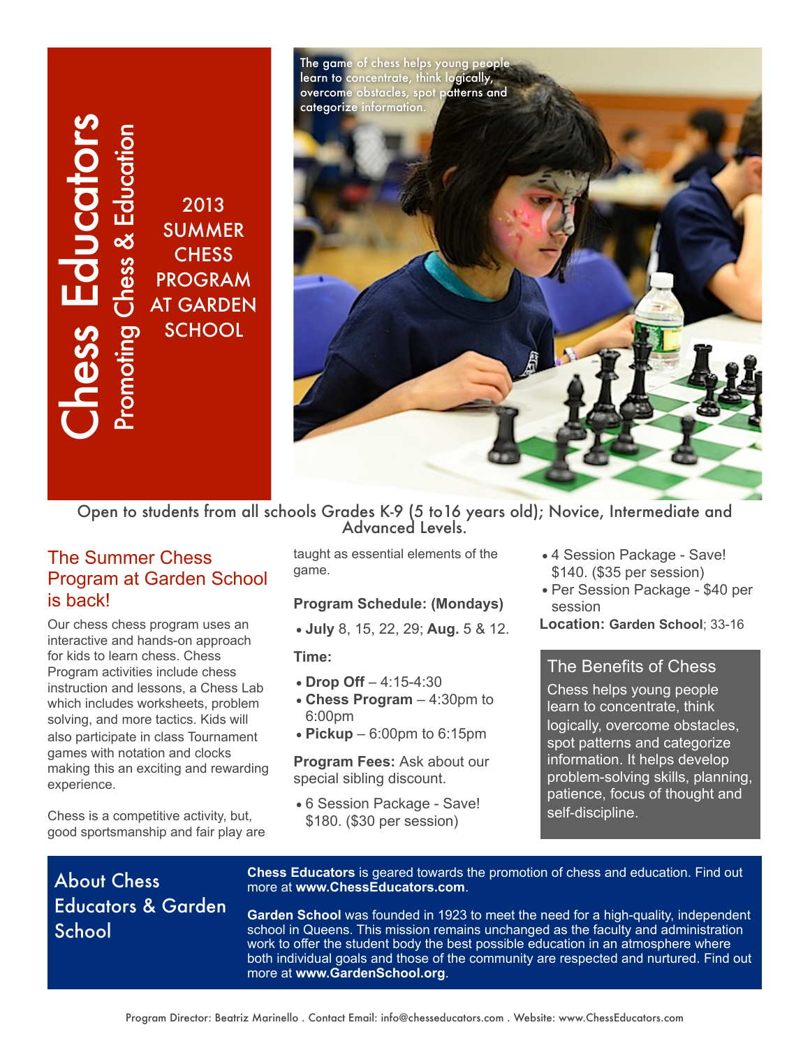# Chess Educators

## Promoting Chess & Education

2013 SUMMER CHESS PROGRAM AT GARDEN SCHOOL

The game of chess helps young people learn to concentrate, think logically, overcome obstacles, spot patterns and categorize information.

Open to students from all schools Grades K-9 (5 to16 years old); Novice, Intermediate and Advanced Levels.

## The Summer Chess Program at Garden School is back!

Our chess chess program uses an interactive and hands-on approach for kids to learn chess. Chess Program activities include chess instruction and lessons, a Chess Lab which includes worksheets, problem solving, and more tactics. Kids will also participate in class Tournament games with notation and clocks making this an exciting and rewarding experience.

Chess is a competitive activity, but, good sportsmanship and fair play are taught as essential elements of the game.

**Program Schedule: (Mondays)**

- **July** 8, 15, 22, 29; **Aug.** 5 & 12.

**Time:**

- **Drop Off** – 4:15-4:30
- **Chess Program** – 4:30pm to 6:00pm
- **Pickup** – 6:00pm to 6:15pm

**Program Fees:** Ask about our special sibling discount.

- 6 Session Package - Save! $180. ($30 per session)
- 4 Session Package - Save! $140. ($35 per session)
- Per Session Package - $40 per session

**Location: Garden School**; 33-16

## The Benefits of Chess

Chess helps young people learn to concentrate, think logically, overcome obstacles, spot patterns and categorize information. It helps develop problem-solving skills, planning, patience, focus of thought and self-discipline.

## About Chess Educators & Garden School

**Chess Educators** is geared towards the promotion of chess and education. Find out more at **www.ChessEducators.com**.

**Garden School** was founded in 1923 to meet the need for a high-quality, independent school in Queens. This mission remains unchanged as the faculty and administration work to offer the student body the best possible education in an atmosphere where both individual goals and those of the community are respected and nurtured. Find out more at **www.GardenSchool.org**.

Program Director: Beatriz Marinello . Contact Email: info@chesseducators.com . Website: www.ChessEducators.com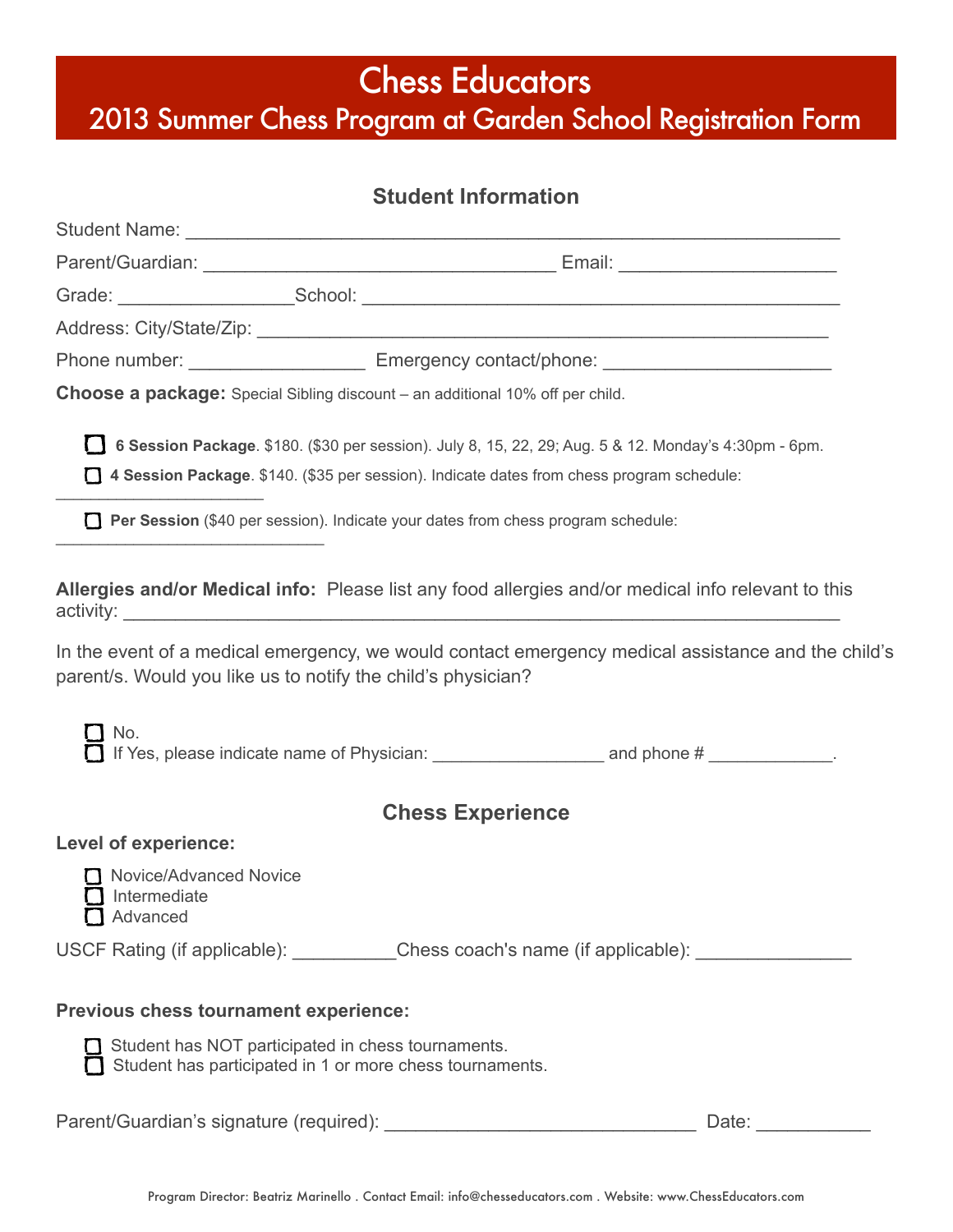# Chess Educators

## 2013 Summer Chess Program at Garden School Registration Form

### Student Information

Student Name: ___________________________________________________________

Parent/Guardian: _________________________________ Email: ____________________

Grade: ________________ School: ____________________________________________

Address: City/State/Zip: _____________________________________________________

Phone number: ________________ Emergency contact/phone: _____________________

**Choose a package:** Special Sibling discount – an additional 10% off per child.

- ☐ **6 Session Package**. $180. ($30 per session). July 8, 15, 22, 29; Aug. 5 & 12. Monday's 4:30pm - 6pm.
- ☐ **4 Session Package**. $140. ($35 per session). Indicate dates from chess program schedule: ____________________
- ☐ **Per Session** ($40 per session). Indicate your dates from chess program schedule: _________________________

**Allergies and/or Medical info:** Please list any food allergies and/or medical info relevant to this activity: ____________________________________________________________________

In the event of a medical emergency, we would contact emergency medical assistance and the child's parent/s. Would you like us to notify the child's physician?

- ☐ No.
- ☐ If Yes, please indicate name of Physician: ________________ and phone # ____________.

### Chess Experience

**Level of experience:**

- ☐ Novice/Advanced Novice
- ☐ Intermediate
- ☐ Advanced

USCF Rating (if applicable): _________ Chess coach's name (if applicable): ______________

**Previous chess tournament experience:**

- ☐ Student has NOT participated in chess tournaments.
- ☐ Student has participated in 1 or more chess tournaments.

Parent/Guardian's signature (required): _____________________________ Date: __________

Program Director: Beatriz Marinello . Contact Email: info@chesseducators.com . Website: www.ChessEducators.com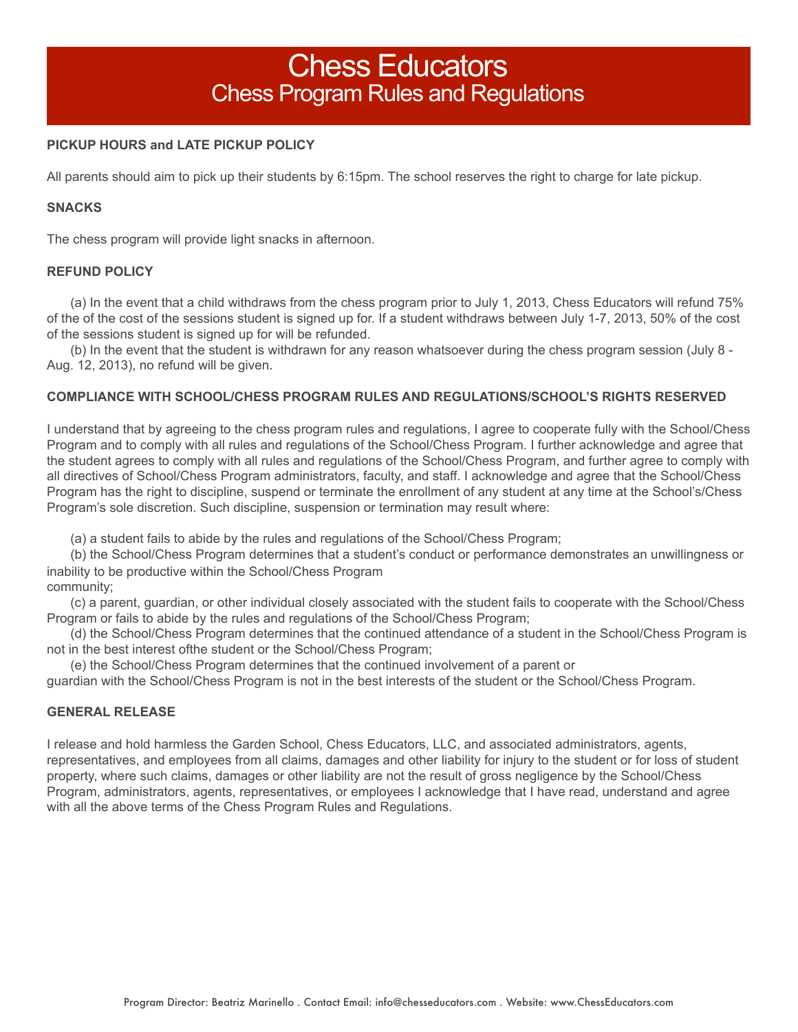# Chess Educators

## Chess Program Rules and Regulations

**PICKUP HOURS and LATE PICKUP POLICY**

All parents should aim to pick up their students by 6:15pm. The school reserves the right to charge for late pickup.

**SNACKS**

The chess program will provide light snacks in afternoon.

**REFUND POLICY**

(a) In the event that a child withdraws from the chess program prior to July 1, 2013, Chess Educators will refund 75% of the of the cost of the sessions student is signed up for. If a student withdraws between July 1-7, 2013, 50% of the cost of the sessions student is signed up for will be refunded.

(b) In the event that the student is withdrawn for any reason whatsoever during the chess program session (July 8 - Aug. 12, 2013), no refund will be given.

**COMPLIANCE WITH SCHOOL/CHESS PROGRAM RULES AND REGULATIONS/SCHOOL'S RIGHTS RESERVED**

I understand that by agreeing to the chess program rules and regulations, I agree to cooperate fully with the School/Chess Program and to comply with all rules and regulations of the School/Chess Program. I further acknowledge and agree that the student agrees to comply with all rules and regulations of the School/Chess Program, and further agree to comply with all directives of School/Chess Program administrators, faculty, and staff. I acknowledge and agree that the School/Chess Program has the right to discipline, suspend or terminate the enrollment of any student at any time at the School's/Chess Program's sole discretion. Such discipline, suspension or termination may result where:

(a) a student fails to abide by the rules and regulations of the School/Chess Program;

(b) the School/Chess Program determines that a student's conduct or performance demonstrates an unwillingness or inability to be productive within the School/Chess Program community;

(c) a parent, guardian, or other individual closely associated with the student fails to cooperate with the School/Chess Program or fails to abide by the rules and regulations of the School/Chess Program;

(d) the School/Chess Program determines that the continued attendance of a student in the School/Chess Program is not in the best interest ofthe student or the School/Chess Program;

(e) the School/Chess Program determines that the continued involvement of a parent or guardian with the School/Chess Program is not in the best interests of the student or the School/Chess Program.

**GENERAL RELEASE**

I release and hold harmless the Garden School, Chess Educators, LLC, and associated administrators, agents, representatives, and employees from all claims, damages and other liability for injury to the student or for loss of student property, where such claims, damages or other liability are not the result of gross negligence by the School/Chess Program, administrators, agents, representatives, or employees I acknowledge that I have read, understand and agree with all the above terms of the Chess Program Rules and Regulations.

Program Director: Beatriz Marinello . Contact Email: info@chesseducators.com . Website: www.ChessEducators.com